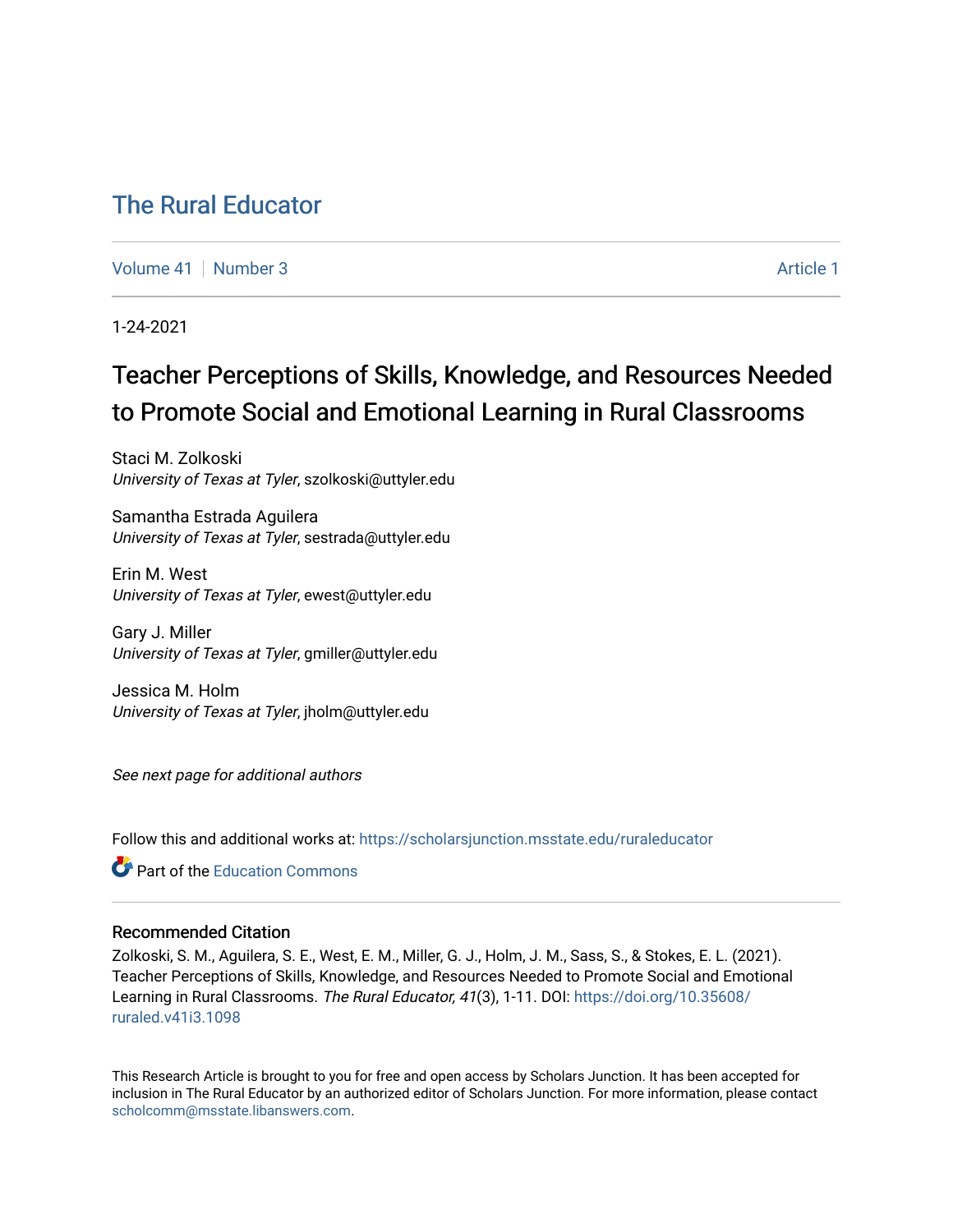# The Rural Educator

Volume 41 | Number 3 | Article 1

1-24-2021

## Teacher Perceptions of Skills, Knowledge, and Resources Needed to Promote Social and Emotional Learning in Rural Classrooms

Staci M. Zolkoski
*University of Texas at Tyler*, szolkoski@uttyler.edu

Samantha Estrada Aguilera
*University of Texas at Tyler*, sestrada@uttyler.edu

Erin M. West
*University of Texas at Tyler*, ewest@uttyler.edu

Gary J. Miller
*University of Texas at Tyler*, gmiller@uttyler.edu

Jessica M. Holm
*University of Texas at Tyler*, jholm@uttyler.edu

*See next page for additional authors*

Follow this and additional works at: https://scholarsjunction.msstate.edu/ruraleducator

Part of the Education Commons

### Recommended Citation

Zolkoski, S. M., Aguilera, S. E., West, E. M., Miller, G. J., Holm, J. M., Sass, S., & Stokes, E. L. (2021). Teacher Perceptions of Skills, Knowledge, and Resources Needed to Promote Social and Emotional Learning in Rural Classrooms. *The Rural Educator, 41*(3), 1-11. DOI: https://doi.org/10.35608/ruraled.v41i3.1098

This Research Article is brought to you for free and open access by Scholars Junction. It has been accepted for inclusion in The Rural Educator by an authorized editor of Scholars Junction. For more information, please contact scholcomm@msstate.libanswers.com.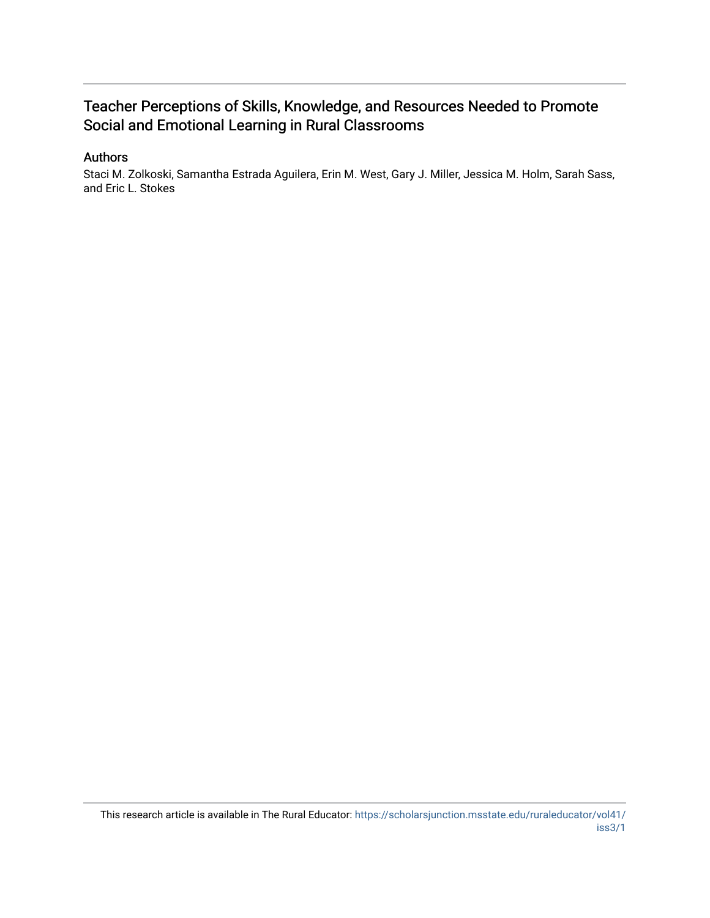# Teacher Perceptions of Skills, Knowledge, and Resources Needed to Promote Social and Emotional Learning in Rural Classrooms

## Authors

Staci M. Zolkoski, Samantha Estrada Aguilera, Erin M. West, Gary J. Miller, Jessica M. Holm, Sarah Sass, and Eric L. Stokes

This research article is available in The Rural Educator: https://scholarsjunction.msstate.edu/ruraleducator/vol41/iss3/1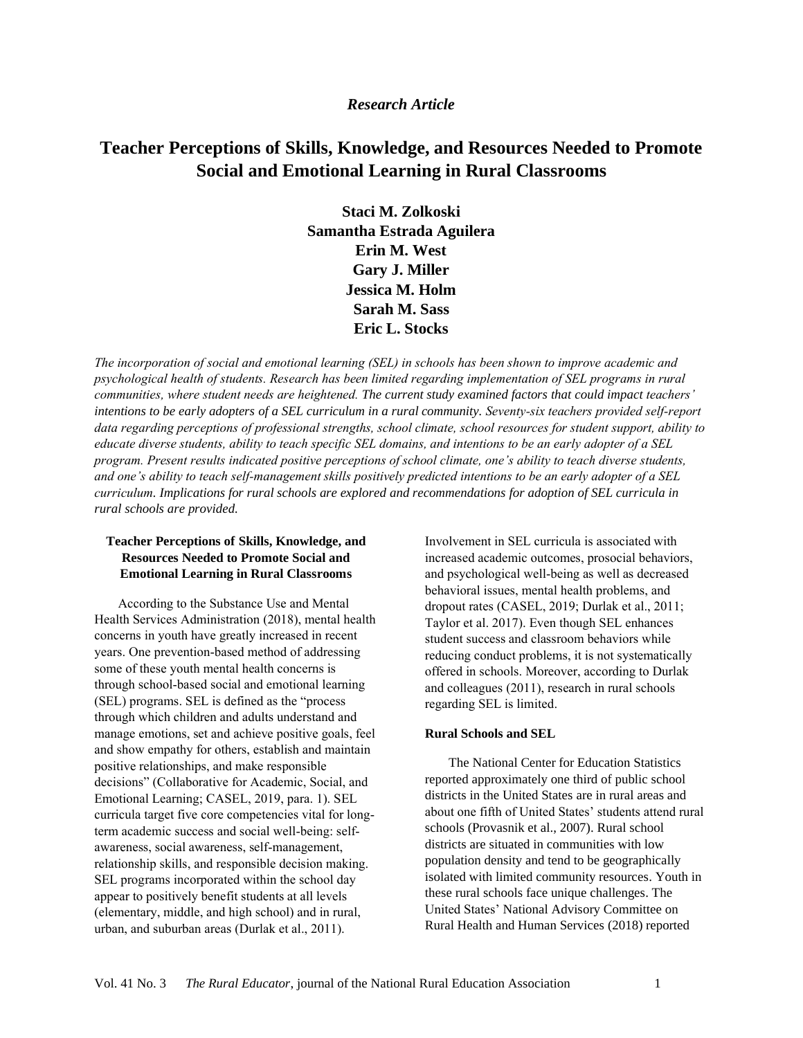*Research Article*

# Teacher Perceptions of Skills, Knowledge, and Resources Needed to Promote Social and Emotional Learning in Rural Classrooms

**Staci M. Zolkoski**
**Samantha Estrada Aguilera**
**Erin M. West**
**Gary J. Miller**
**Jessica M. Holm**
**Sarah M. Sass**
**Eric L. Stocks**

*The incorporation of social and emotional learning (SEL) in schools has been shown to improve academic and psychological health of students. Research has been limited regarding implementation of SEL programs in rural communities, where student needs are heightened. The current study examined factors that could impact teachers' intentions to be early adopters of a SEL curriculum in a rural community. Seventy-six teachers provided self-report data regarding perceptions of professional strengths, school climate, school resources for student support, ability to educate diverse students, ability to teach specific SEL domains, and intentions to be an early adopter of a SEL program. Present results indicated positive perceptions of school climate, one's ability to teach diverse students, and one's ability to teach self-management skills positively predicted intentions to be an early adopter of a SEL curriculum. Implications for rural schools are explored and recommendations for adoption of SEL curricula in rural schools are provided.*

## Teacher Perceptions of Skills, Knowledge, and Resources Needed to Promote Social and Emotional Learning in Rural Classrooms

According to the Substance Use and Mental Health Services Administration (2018), mental health concerns in youth have greatly increased in recent years. One prevention-based method of addressing some of these youth mental health concerns is through school-based social and emotional learning (SEL) programs. SEL is defined as the "process through which children and adults understand and manage emotions, set and achieve positive goals, feel and show empathy for others, establish and maintain positive relationships, and make responsible decisions" (Collaborative for Academic, Social, and Emotional Learning; CASEL, 2019, para. 1). SEL curricula target five core competencies vital for long-term academic success and social well-being: self-awareness, social awareness, self-management, relationship skills, and responsible decision making. SEL programs incorporated within the school day appear to positively benefit students at all levels (elementary, middle, and high school) and in rural, urban, and suburban areas (Durlak et al., 2011). Involvement in SEL curricula is associated with increased academic outcomes, prosocial behaviors, and psychological well-being as well as decreased behavioral issues, mental health problems, and dropout rates (CASEL, 2019; Durlak et al., 2011; Taylor et al. 2017). Even though SEL enhances student success and classroom behaviors while reducing conduct problems, it is not systematically offered in schools. Moreover, according to Durlak and colleagues (2011), research in rural schools regarding SEL is limited.

### Rural Schools and SEL

The National Center for Education Statistics reported approximately one third of public school districts in the United States are in rural areas and about one fifth of United States' students attend rural schools (Provasnik et al., 2007). Rural school districts are situated in communities with low population density and tend to be geographically isolated with limited community resources. Youth in these rural schools face unique challenges. The United States' National Advisory Committee on Rural Health and Human Services (2018) reported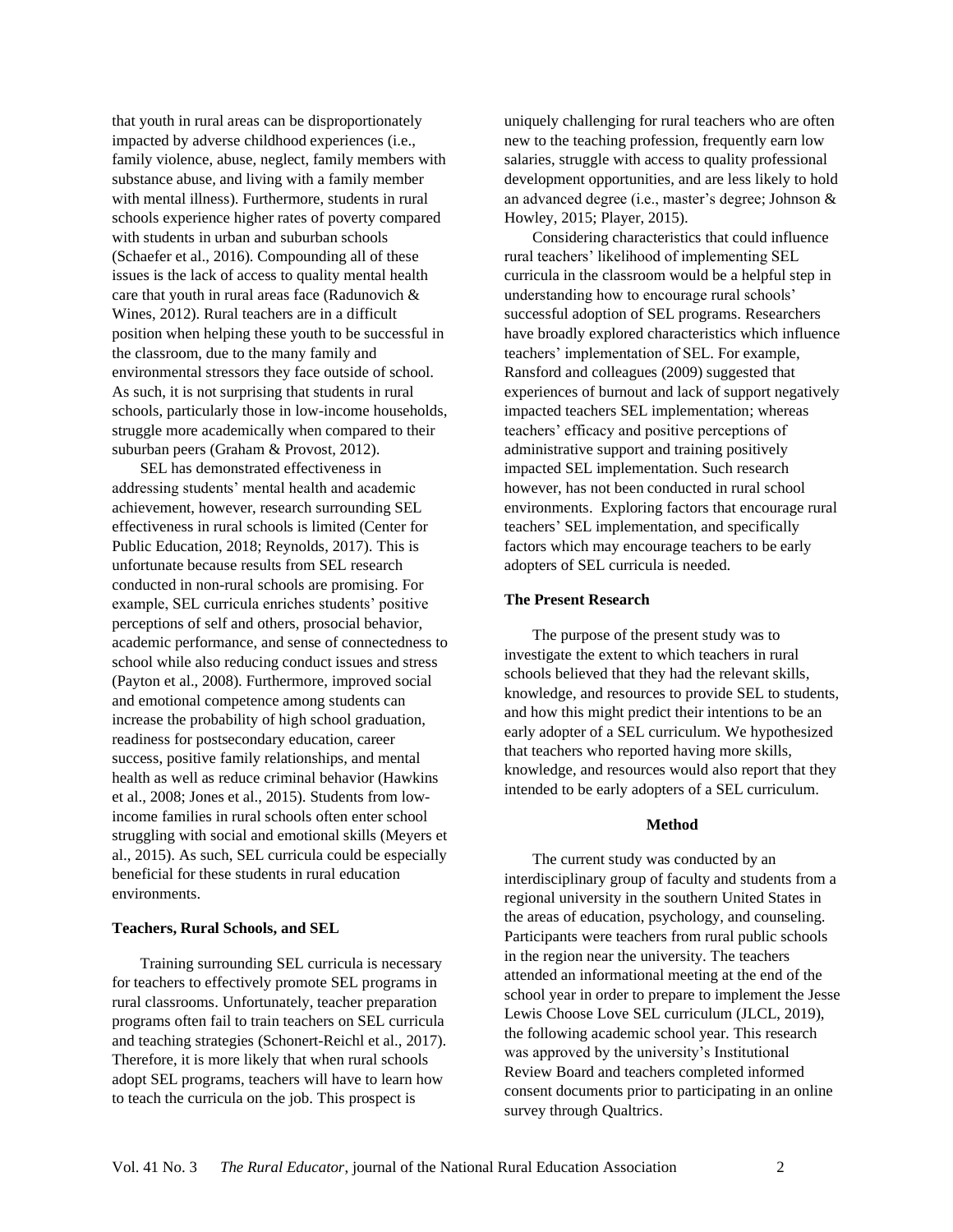that youth in rural areas can be disproportionately impacted by adverse childhood experiences (i.e., family violence, abuse, neglect, family members with substance abuse, and living with a family member with mental illness). Furthermore, students in rural schools experience higher rates of poverty compared with students in urban and suburban schools (Schaefer et al., 2016). Compounding all of these issues is the lack of access to quality mental health care that youth in rural areas face (Radunovich & Wines, 2012). Rural teachers are in a difficult position when helping these youth to be successful in the classroom, due to the many family and environmental stressors they face outside of school. As such, it is not surprising that students in rural schools, particularly those in low-income households, struggle more academically when compared to their suburban peers (Graham & Provost, 2012).

SEL has demonstrated effectiveness in addressing students' mental health and academic achievement, however, research surrounding SEL effectiveness in rural schools is limited (Center for Public Education, 2018; Reynolds, 2017). This is unfortunate because results from SEL research conducted in non-rural schools are promising. For example, SEL curricula enriches students' positive perceptions of self and others, prosocial behavior, academic performance, and sense of connectedness to school while also reducing conduct issues and stress (Payton et al., 2008). Furthermore, improved social and emotional competence among students can increase the probability of high school graduation, readiness for postsecondary education, career success, positive family relationships, and mental health as well as reduce criminal behavior (Hawkins et al., 2008; Jones et al., 2015). Students from low-income families in rural schools often enter school struggling with social and emotional skills (Meyers et al., 2015). As such, SEL curricula could be especially beneficial for these students in rural education environments.

### Teachers, Rural Schools, and SEL

Training surrounding SEL curricula is necessary for teachers to effectively promote SEL programs in rural classrooms. Unfortunately, teacher preparation programs often fail to train teachers on SEL curricula and teaching strategies (Schonert-Reichl et al., 2017). Therefore, it is more likely that when rural schools adopt SEL programs, teachers will have to learn how to teach the curricula on the job. This prospect is uniquely challenging for rural teachers who are often new to the teaching profession, frequently earn low salaries, struggle with access to quality professional development opportunities, and are less likely to hold an advanced degree (i.e., master's degree; Johnson & Howley, 2015; Player, 2015).

Considering characteristics that could influence rural teachers' likelihood of implementing SEL curricula in the classroom would be a helpful step in understanding how to encourage rural schools' successful adoption of SEL programs. Researchers have broadly explored characteristics which influence teachers' implementation of SEL. For example, Ransford and colleagues (2009) suggested that experiences of burnout and lack of support negatively impacted teachers SEL implementation; whereas teachers' efficacy and positive perceptions of administrative support and training positively impacted SEL implementation. Such research however, has not been conducted in rural school environments. Exploring factors that encourage rural teachers' SEL implementation, and specifically factors which may encourage teachers to be early adopters of SEL curricula is needed.

### The Present Research

The purpose of the present study was to investigate the extent to which teachers in rural schools believed that they had the relevant skills, knowledge, and resources to provide SEL to students, and how this might predict their intentions to be an early adopter of a SEL curriculum. We hypothesized that teachers who reported having more skills, knowledge, and resources would also report that they intended to be early adopters of a SEL curriculum.

## Method

The current study was conducted by an interdisciplinary group of faculty and students from a regional university in the southern United States in the areas of education, psychology, and counseling. Participants were teachers from rural public schools in the region near the university. The teachers attended an informational meeting at the end of the school year in order to prepare to implement the Jesse Lewis Choose Love SEL curriculum (JLCL, 2019), the following academic school year. This research was approved by the university's Institutional Review Board and teachers completed informed consent documents prior to participating in an online survey through Qualtrics.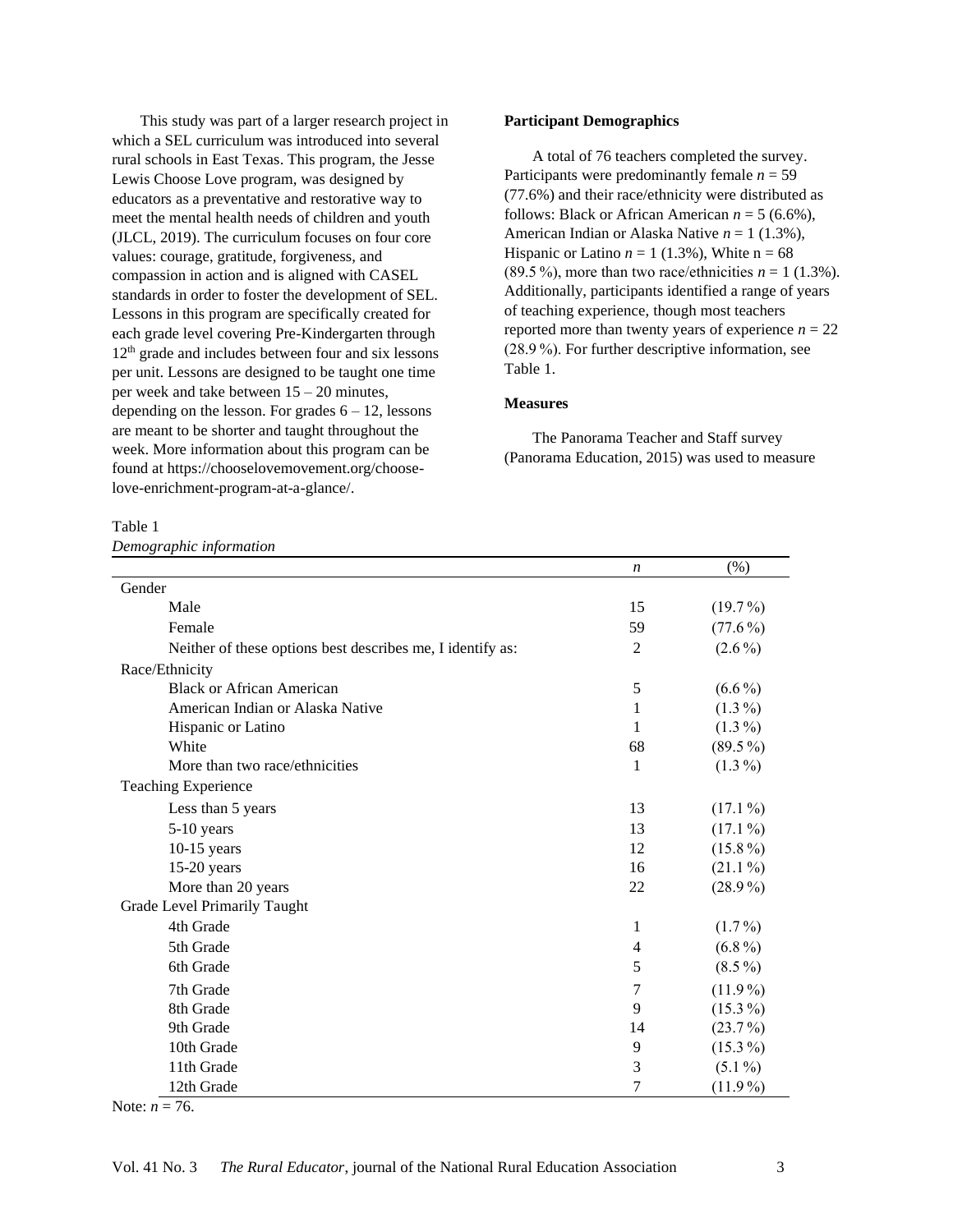This study was part of a larger research project in which a SEL curriculum was introduced into several rural schools in East Texas. This program, the Jesse Lewis Choose Love program, was designed by educators as a preventative and restorative way to meet the mental health needs of children and youth (JLCL, 2019). The curriculum focuses on four core values: courage, gratitude, forgiveness, and compassion in action and is aligned with CASEL standards in order to foster the development of SEL. Lessons in this program are specifically created for each grade level covering Pre-Kindergarten through 12th grade and includes between four and six lessons per unit. Lessons are designed to be taught one time per week and take between 15 – 20 minutes, depending on the lesson. For grades 6 – 12, lessons are meant to be shorter and taught throughout the week. More information about this program can be found at https://chooselovemovement.org/choose-love-enrichment-program-at-a-glance/.

**Participant Demographics**

A total of 76 teachers completed the survey. Participants were predominantly female $n = 59$ (77.6%) and their race/ethnicity were distributed as follows: Black or African American $n = 5$ (6.6%), American Indian or Alaska Native $n = 1$ (1.3%), Hispanic or Latino $n = 1$ (1.3%), White n = 68 (89.5 %), more than two race/ethnicities $n = 1$ (1.3%). Additionally, participants identified a range of years of teaching experience, though most teachers reported more than twenty years of experience $n = 22$ (28.9 %). For further descriptive information, see Table 1.

**Measures**

The Panorama Teacher and Staff survey (Panorama Education, 2015) was used to measure

Table 1
*Demographic information*

| | *n* | (%) |
|---|---|---|
| Gender | | |
| Male | 15 | (19.7 %) |
| Female | 59 | (77.6 %) |
| Neither of these options best describes me, I identify as: | 2 | (2.6 %) |
| Race/Ethnicity | | |
| Black or African American | 5 | (6.6 %) |
| American Indian or Alaska Native | 1 | (1.3 %) |
| Hispanic or Latino | 1 | (1.3 %) |
| White | 68 | (89.5 %) |
| More than two race/ethnicities | 1 | (1.3 %) |
| Teaching Experience | | |
| Less than 5 years | 13 | (17.1 %) |
| 5-10 years | 13 | (17.1 %) |
| 10-15 years | 12 | (15.8 %) |
| 15-20 years | 16 | (21.1 %) |
| More than 20 years | 22 | (28.9 %) |
| Grade Level Primarily Taught | | |
| 4th Grade | 1 | (1.7 %) |
| 5th Grade | 4 | (6.8 %) |
| 6th Grade | 5 | (8.5 %) |
| 7th Grade | 7 | (11.9 %) |
| 8th Grade | 9 | (15.3 %) |
| 9th Grade | 14 | (23.7 %) |
| 10th Grade | 9 | (15.3 %) |
| 11th Grade | 3 | (5.1 %) |
| 12th Grade | 7 | (11.9 %) |

Note: $n = 76$.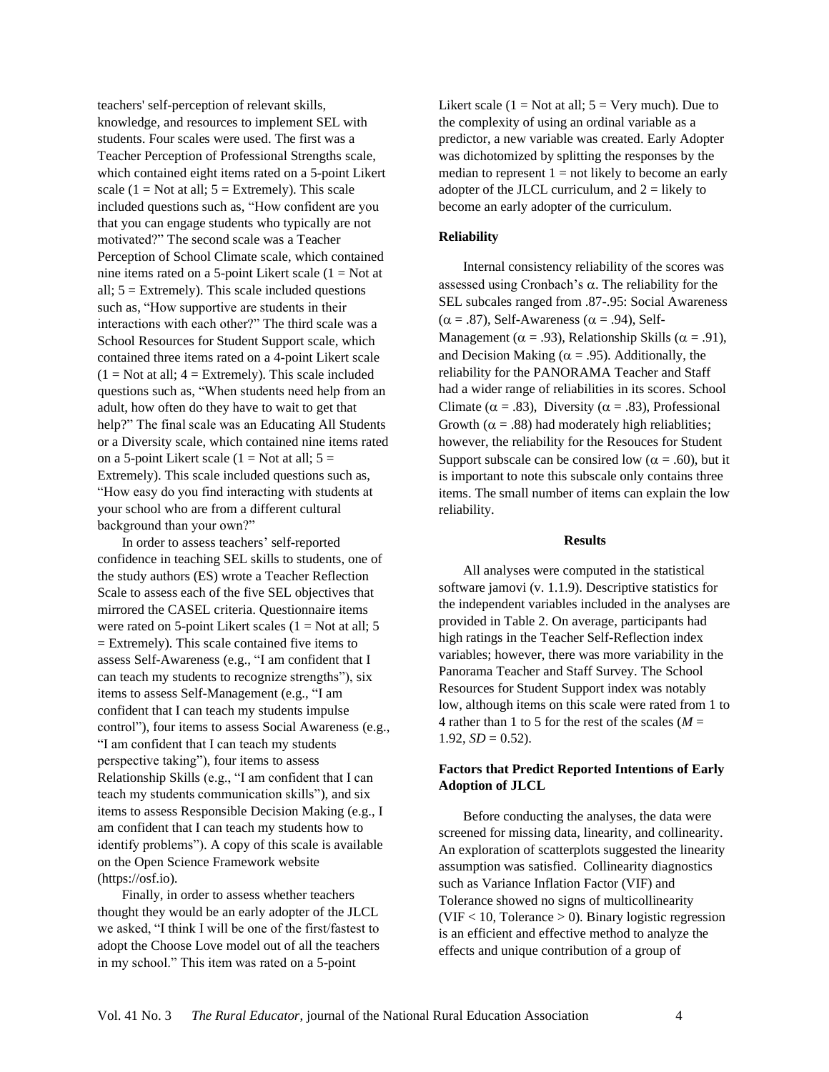teachers' self-perception of relevant skills, knowledge, and resources to implement SEL with students. Four scales were used. The first was a Teacher Perception of Professional Strengths scale, which contained eight items rated on a 5-point Likert scale (1 = Not at all; 5 = Extremely). This scale included questions such as, "How confident are you that you can engage students who typically are not motivated?" The second scale was a Teacher Perception of School Climate scale, which contained nine items rated on a 5-point Likert scale (1 = Not at all; 5 = Extremely). This scale included questions such as, "How supportive are students in their interactions with each other?" The third scale was a School Resources for Student Support scale, which contained three items rated on a 4-point Likert scale (1 = Not at all; 4 = Extremely). This scale included questions such as, "When students need help from an adult, how often do they have to wait to get that help?" The final scale was an Educating All Students or a Diversity scale, which contained nine items rated on a 5-point Likert scale (1 = Not at all; 5 = Extremely). This scale included questions such as, "How easy do you find interacting with students at your school who are from a different cultural background than your own?"

In order to assess teachers' self-reported confidence in teaching SEL skills to students, one of the study authors (ES) wrote a Teacher Reflection Scale to assess each of the five SEL objectives that mirrored the CASEL criteria. Questionnaire items were rated on 5-point Likert scales (1 = Not at all; 5 = Extremely). This scale contained five items to assess Self-Awareness (e.g., "I am confident that I can teach my students to recognize strengths"), six items to assess Self-Management (e.g., "I am confident that I can teach my students impulse control"), four items to assess Social Awareness (e.g., "I am confident that I can teach my students perspective taking"), four items to assess Relationship Skills (e.g., "I am confident that I can teach my students communication skills"), and six items to assess Responsible Decision Making (e.g., I am confident that I can teach my students how to identify problems"). A copy of this scale is available on the Open Science Framework website (https://osf.io).

Finally, in order to assess whether teachers thought they would be an early adopter of the JLCL we asked, "I think I will be one of the first/fastest to adopt the Choose Love model out of all the teachers in my school." This item was rated on a 5-point Likert scale (1 = Not at all; 5 = Very much). Due to the complexity of using an ordinal variable as a predictor, a new variable was created. Early Adopter was dichotomized by splitting the responses by the median to represent 1 = not likely to become an early adopter of the JLCL curriculum, and 2 = likely to become an early adopter of the curriculum.

### Reliability

Internal consistency reliability of the scores was assessed using Cronbach's $\alpha$. The reliability for the SEL subcales ranged from .87-.95: Social Awareness ($\alpha$ = .87), Self-Awareness ($\alpha$ = .94), Self-Management ($\alpha$ = .93), Relationship Skills ($\alpha$ = .91), and Decision Making ($\alpha$ = .95). Additionally, the reliability for the PANORAMA Teacher and Staff had a wider range of reliabilities in its scores. School Climate ($\alpha$ = .83), Diversity ($\alpha$ = .83), Professional Growth ($\alpha$ = .88) had moderately high reliablities; however, the reliability for the Resouces for Student Support subscale can be consired low ($\alpha$ = .60), but it is important to note this subscale only contains three items. The small number of items can explain the low reliability.

## Results

All analyses were computed in the statistical software jamovi (v. 1.1.9). Descriptive statistics for the independent variables included in the analyses are provided in Table 2. On average, participants had high ratings in the Teacher Self-Reflection index variables; however, there was more variability in the Panorama Teacher and Staff Survey. The School Resources for Student Support index was notably low, although items on this scale were rated from 1 to 4 rather than 1 to 5 for the rest of the scales ($M$ = 1.92, $SD$ = 0.52).

### Factors that Predict Reported Intentions of Early Adoption of JLCL

Before conducting the analyses, the data were screened for missing data, linearity, and collinearity. An exploration of scatterplots suggested the linearity assumption was satisfied. Collinearity diagnostics such as Variance Inflation Factor (VIF) and Tolerance showed no signs of multicollinearity (VIF < 10, Tolerance > 0). Binary logistic regression is an efficient and effective method to analyze the effects and unique contribution of a group of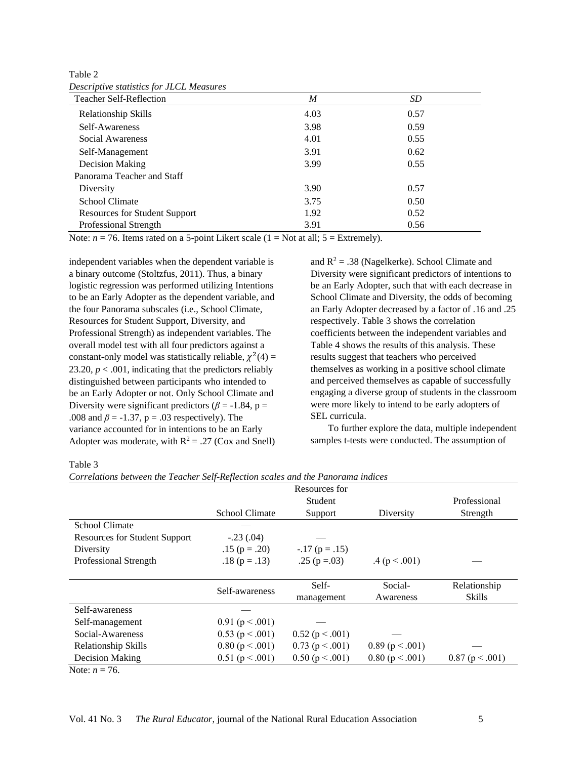Table 2

*Descriptive statistics for JLCL Measures*

| Teacher Self-Reflection | *M* | *SD* |
|---|---|---|
| Relationship Skills | 4.03 | 0.57 |
| Self-Awareness | 3.98 | 0.59 |
| Social Awareness | 4.01 | 0.55 |
| Self-Management | 3.91 | 0.62 |
| Decision Making | 3.99 | 0.55 |
| Panorama Teacher and Staff | | |
| Diversity | 3.90 | 0.57 |
| School Climate | 3.75 | 0.50 |
| Resources for Student Support | 1.92 | 0.52 |
| Professional Strength | 3.91 | 0.56 |

Note: $n$ = 76. Items rated on a 5-point Likert scale (1 = Not at all; 5 = Extremely).

independent variables when the dependent variable is a binary outcome (Stoltzfus, 2011). Thus, a binary logistic regression was performed utilizing Intentions to be an Early Adopter as the dependent variable, and the four Panorama subscales (i.e., School Climate, Resources for Student Support, Diversity, and Professional Strength) as independent variables. The overall model test with all four predictors against a constant-only model was statistically reliable, $\chi^2(4) = 23.20$, $p < .001$, indicating that the predictors reliably distinguished between participants who intended to be an Early Adopter or not. Only School Climate and Diversity were significant predictors ($\beta = -1.84$, p = .008 and $\beta = -1.37$, p = .03 respectively). The variance accounted for in intentions to be an Early Adopter was moderate, with $R^2 = .27$ (Cox and Snell) and $R^2 = .38$ (Nagelkerke). School Climate and Diversity were significant predictors of intentions to be an Early Adopter, such that with each decrease in School Climate and Diversity, the odds of becoming an Early Adopter decreased by a factor of .16 and .25 respectively. Table 3 shows the correlation coefficients between the independent variables and Table 4 shows the results of this analysis. These results suggest that teachers who perceived themselves as working in a positive school climate and perceived themselves as capable of successfully engaging a diverse group of students in the classroom were more likely to intend to be early adopters of SEL curricula.

To further explore the data, multiple independent samples t-tests were conducted. The assumption of

Table 3

*Correlations between the Teacher Self-Reflection scales and the Panorama indices*

| | School Climate | Resources for Student Support | Diversity | Professional Strength |
|---|---|---|---|---|
| School Climate | — | | | |
| Resources for Student Support | -.23 (.04) | — | | |
| Diversity | .15 (p = .20) | -.17 (p = .15) | | |
| Professional Strength | .18 (p = .13) | .25 (p =.03) | .4 (p < .001) | — |
| | **Self-awareness** | **Self-management** | **Social-Awareness** | **Relationship Skills** |
| Self-awareness | — | | | |
| Self-management | 0.91 (p < .001) | — | | |
| Social-Awareness | 0.53 (p < .001) | 0.52 (p < .001) | — | |
| Relationship Skills | 0.80 (p < .001) | 0.73 (p < .001) | 0.89 (p < .001) | — |
| Decision Making | 0.51 (p < .001) | 0.50 (p < .001) | 0.80 (p < .001) | 0.87 (p < .001) |

Note: $n$ = 76.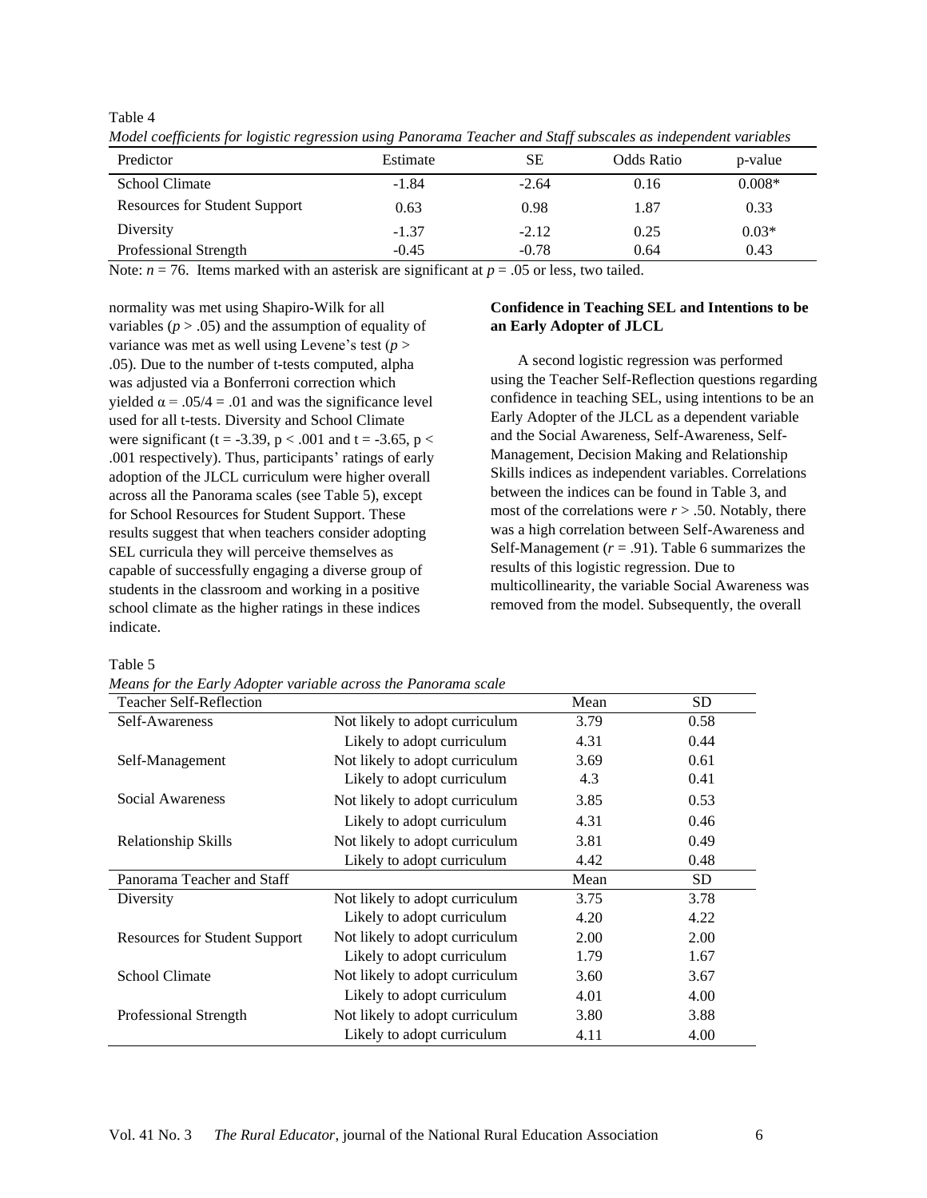Table 4

*Model coefficients for logistic regression using Panorama Teacher and Staff subscales as independent variables*

| Predictor | Estimate | SE | Odds Ratio | p-value |
|---|---|---|---|---|
| School Climate | -1.84 | -2.64 | 0.16 | 0.008* |
| Resources for Student Support | 0.63 | 0.98 | 1.87 | 0.33 |
| Diversity | -1.37 | -2.12 | 0.25 | 0.03* |
| Professional Strength | -0.45 | -0.78 | 0.64 | 0.43 |

Note: $n = 76$. Items marked with an asterisk are significant at $p = .05$ or less, two tailed.

normality was met using Shapiro-Wilk for all variables ($p > .05$) and the assumption of equality of variance was met as well using Levene's test ($p > .05$). Due to the number of t-tests computed, alpha was adjusted via a Bonferroni correction which yielded $\alpha = .05/4 = .01$ and was the significance level used for all t-tests. Diversity and School Climate were significant ($t = -3.39$, $p < .001$ and $t = -3.65$, $p < .001$ respectively). Thus, participants' ratings of early adoption of the JLCL curriculum were higher overall across all the Panorama scales (see Table 5), except for School Resources for Student Support. These results suggest that when teachers consider adopting SEL curricula they will perceive themselves as capable of successfully engaging a diverse group of students in the classroom and working in a positive school climate as the higher ratings in these indices indicate.

**Confidence in Teaching SEL and Intentions to be an Early Adopter of JLCL**

A second logistic regression was performed using the Teacher Self-Reflection questions regarding confidence in teaching SEL, using intentions to be an Early Adopter of the JLCL as a dependent variable and the Social Awareness, Self-Awareness, Self-Management, Decision Making and Relationship Skills indices as independent variables. Correlations between the indices can be found in Table 3, and most of the correlations were $r > .50$. Notably, there was a high correlation between Self-Awareness and Self-Management ($r = .91$). Table 6 summarizes the results of this logistic regression. Due to multicollinearity, the variable Social Awareness was removed from the model. Subsequently, the overall

Table 5

*Means for the Early Adopter variable across the Panorama scale*

| Teacher Self-Reflection | | Mean | SD |
|---|---|---|---|
| Self-Awareness | Not likely to adopt curriculum | 3.79 | 0.58 |
| | Likely to adopt curriculum | 4.31 | 0.44 |
| Self-Management | Not likely to adopt curriculum | 3.69 | 0.61 |
| | Likely to adopt curriculum | 4.3 | 0.41 |
| Social Awareness | Not likely to adopt curriculum | 3.85 | 0.53 |
| | Likely to adopt curriculum | 4.31 | 0.46 |
| Relationship Skills | Not likely to adopt curriculum | 3.81 | 0.49 |
| | Likely to adopt curriculum | 4.42 | 0.48 |
| **Panorama Teacher and Staff** | | **Mean** | **SD** |
| Diversity | Not likely to adopt curriculum | 3.75 | 3.78 |
| | Likely to adopt curriculum | 4.20 | 4.22 |
| Resources for Student Support | Not likely to adopt curriculum | 2.00 | 2.00 |
| | Likely to adopt curriculum | 1.79 | 1.67 |
| School Climate | Not likely to adopt curriculum | 3.60 | 3.67 |
| | Likely to adopt curriculum | 4.01 | 4.00 |
| Professional Strength | Not likely to adopt curriculum | 3.80 | 3.88 |
| | Likely to adopt curriculum | 4.11 | 4.00 |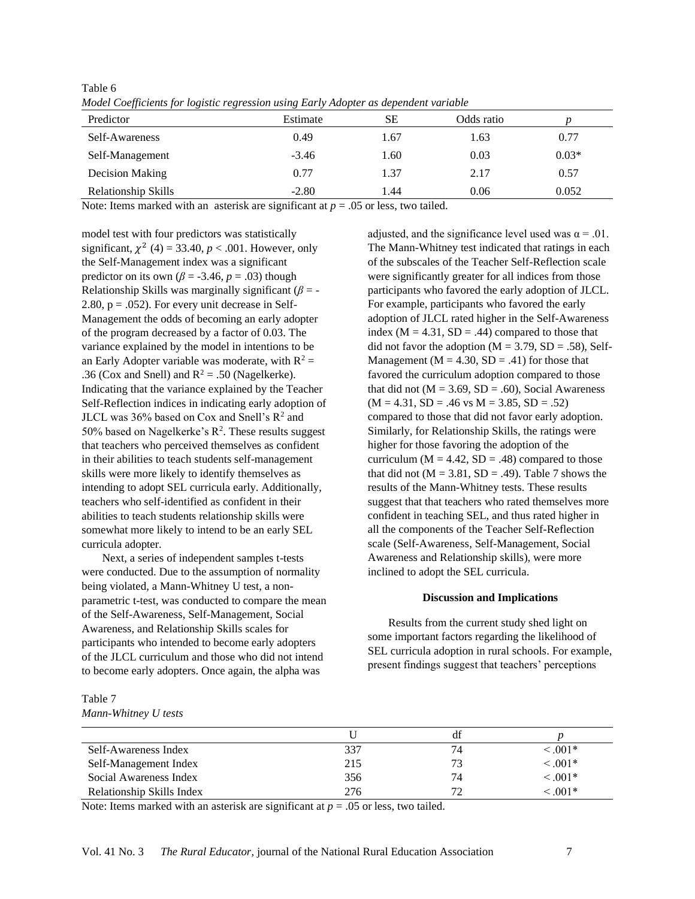Table 6

*Model Coefficients for logistic regression using Early Adopter as dependent variable*

| Predictor | Estimate | SE | Odds ratio | *p* |
| --- | --- | --- | --- | --- |
| Self-Awareness | 0.49 | 1.67 | 1.63 | 0.77 |
| Self-Management | -3.46 | 1.60 | 0.03 | 0.03* |
| Decision Making | 0.77 | 1.37 | 2.17 | 0.57 |
| Relationship Skills | -2.80 | 1.44 | 0.06 | 0.052 |

Note: Items marked with an asterisk are significant at $p = .05$ or less, two tailed.

model test with four predictors was statistically significant, $\chi^2$ (4) = 33.40, $p < .001$. However, only the Self-Management index was a significant predictor on its own ($\beta = -3.46$, $p = .03$) though Relationship Skills was marginally significant ($\beta = -2.80$, $p = .052$). For every unit decrease in Self-Management the odds of becoming an early adopter of the program decreased by a factor of 0.03. The variance explained by the model in intentions to be an Early Adopter variable was moderate, with $R^2 = .36$ (Cox and Snell) and $R^2 = .50$ (Nagelkerke). Indicating that the variance explained by the Teacher Self-Reflection indices in indicating early adoption of JLCL was 36% based on Cox and Snell's $R^2$ and 50% based on Nagelkerke's $R^2$. These results suggest that teachers who perceived themselves as confident in their abilities to teach students self-management skills were more likely to identify themselves as intending to adopt SEL curricula early. Additionally, teachers who self-identified as confident in their abilities to teach students relationship skills were somewhat more likely to intend to be an early SEL curricula adopter.

Next, a series of independent samples t-tests were conducted. Due to the assumption of normality being violated, a Mann-Whitney U test, a non-parametric t-test, was conducted to compare the mean of the Self-Awareness, Self-Management, Social Awareness, and Relationship Skills scales for participants who intended to become early adopters of the JLCL curriculum and those who did not intend to become early adopters. Once again, the alpha was adjusted, and the significance level used was $\alpha = .01$. The Mann-Whitney test indicated that ratings in each of the subscales of the Teacher Self-Reflection scale were significantly greater for all indices from those participants who favored the early adoption of JLCL. For example, participants who favored the early adoption of JLCL rated higher in the Self-Awareness index ($M = 4.31$, $SD = .44$) compared to those that did not favor the adoption ($M = 3.79$, $SD = .58$), Self-Management ($M = 4.30$, $SD = .41$) for those that favored the curriculum adoption compared to those that did not ($M = 3.69$, $SD = .60$), Social Awareness ($M = 4.31$, $SD = .46$ vs $M = 3.85$, $SD = .52$) compared to those that did not favor early adoption. Similarly, for Relationship Skills, the ratings were higher for those favoring the adoption of the curriculum ($M = 4.42$, $SD = .48$) compared to those that did not ($M = 3.81$, $SD = .49$). Table 7 shows the results of the Mann-Whitney tests. These results suggest that that teachers who rated themselves more confident in teaching SEL, and thus rated higher in all the components of the Teacher Self-Reflection scale (Self-Awareness, Self-Management, Social Awareness and Relationship skills), were more inclined to adopt the SEL curricula.

## Discussion and Implications

Results from the current study shed light on some important factors regarding the likelihood of SEL curricula adoption in rural schools. For example, present findings suggest that teachers' perceptions

Table 7

*Mann-Whitney U tests*

| | U | df | *p* |
| --- | --- | --- | --- |
| Self-Awareness Index | 337 | 74 | < .001* |
| Self-Management Index | 215 | 73 | < .001* |
| Social Awareness Index | 356 | 74 | < .001* |
| Relationship Skills Index | 276 | 72 | < .001* |

Note: Items marked with an asterisk are significant at $p = .05$ or less, two tailed.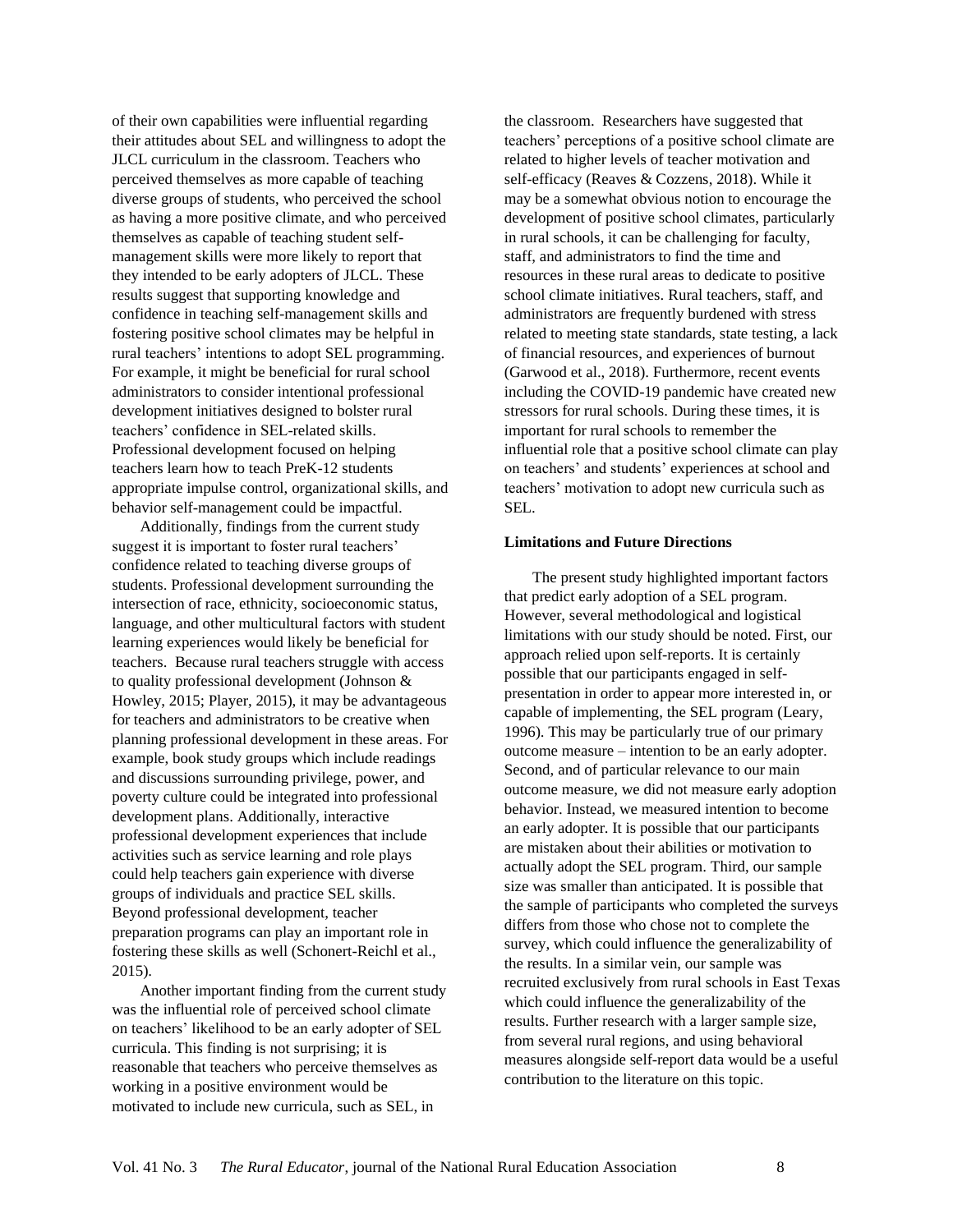of their own capabilities were influential regarding their attitudes about SEL and willingness to adopt the JLCL curriculum in the classroom. Teachers who perceived themselves as more capable of teaching diverse groups of students, who perceived the school as having a more positive climate, and who perceived themselves as capable of teaching student self-management skills were more likely to report that they intended to be early adopters of JLCL. These results suggest that supporting knowledge and confidence in teaching self-management skills and fostering positive school climates may be helpful in rural teachers' intentions to adopt SEL programming. For example, it might be beneficial for rural school administrators to consider intentional professional development initiatives designed to bolster rural teachers' confidence in SEL-related skills. Professional development focused on helping teachers learn how to teach PreK-12 students appropriate impulse control, organizational skills, and behavior self-management could be impactful.

Additionally, findings from the current study suggest it is important to foster rural teachers' confidence related to teaching diverse groups of students. Professional development surrounding the intersection of race, ethnicity, socioeconomic status, language, and other multicultural factors with student learning experiences would likely be beneficial for teachers. Because rural teachers struggle with access to quality professional development (Johnson & Howley, 2015; Player, 2015), it may be advantageous for teachers and administrators to be creative when planning professional development in these areas. For example, book study groups which include readings and discussions surrounding privilege, power, and poverty culture could be integrated into professional development plans. Additionally, interactive professional development experiences that include activities such as service learning and role plays could help teachers gain experience with diverse groups of individuals and practice SEL skills. Beyond professional development, teacher preparation programs can play an important role in fostering these skills as well (Schonert-Reichl et al., 2015).

Another important finding from the current study was the influential role of perceived school climate on teachers' likelihood to be an early adopter of SEL curricula. This finding is not surprising; it is reasonable that teachers who perceive themselves as working in a positive environment would be motivated to include new curricula, such as SEL, in the classroom. Researchers have suggested that teachers' perceptions of a positive school climate are related to higher levels of teacher motivation and self-efficacy (Reaves & Cozzens, 2018). While it may be a somewhat obvious notion to encourage the development of positive school climates, particularly in rural schools, it can be challenging for faculty, staff, and administrators to find the time and resources in these rural areas to dedicate to positive school climate initiatives. Rural teachers, staff, and administrators are frequently burdened with stress related to meeting state standards, state testing, a lack of financial resources, and experiences of burnout (Garwood et al., 2018). Furthermore, recent events including the COVID-19 pandemic have created new stressors for rural schools. During these times, it is important for rural schools to remember the influential role that a positive school climate can play on teachers' and students' experiences at school and teachers' motivation to adopt new curricula such as SEL.

**Limitations and Future Directions**

The present study highlighted important factors that predict early adoption of a SEL program. However, several methodological and logistical limitations with our study should be noted. First, our approach relied upon self-reports. It is certainly possible that our participants engaged in self-presentation in order to appear more interested in, or capable of implementing, the SEL program (Leary, 1996). This may be particularly true of our primary outcome measure – intention to be an early adopter. Second, and of particular relevance to our main outcome measure, we did not measure early adoption behavior. Instead, we measured intention to become an early adopter. It is possible that our participants are mistaken about their abilities or motivation to actually adopt the SEL program. Third, our sample size was smaller than anticipated. It is possible that the sample of participants who completed the surveys differs from those who chose not to complete the survey, which could influence the generalizability of the results. In a similar vein, our sample was recruited exclusively from rural schools in East Texas which could influence the generalizability of the results. Further research with a larger sample size, from several rural regions, and using behavioral measures alongside self-report data would be a useful contribution to the literature on this topic.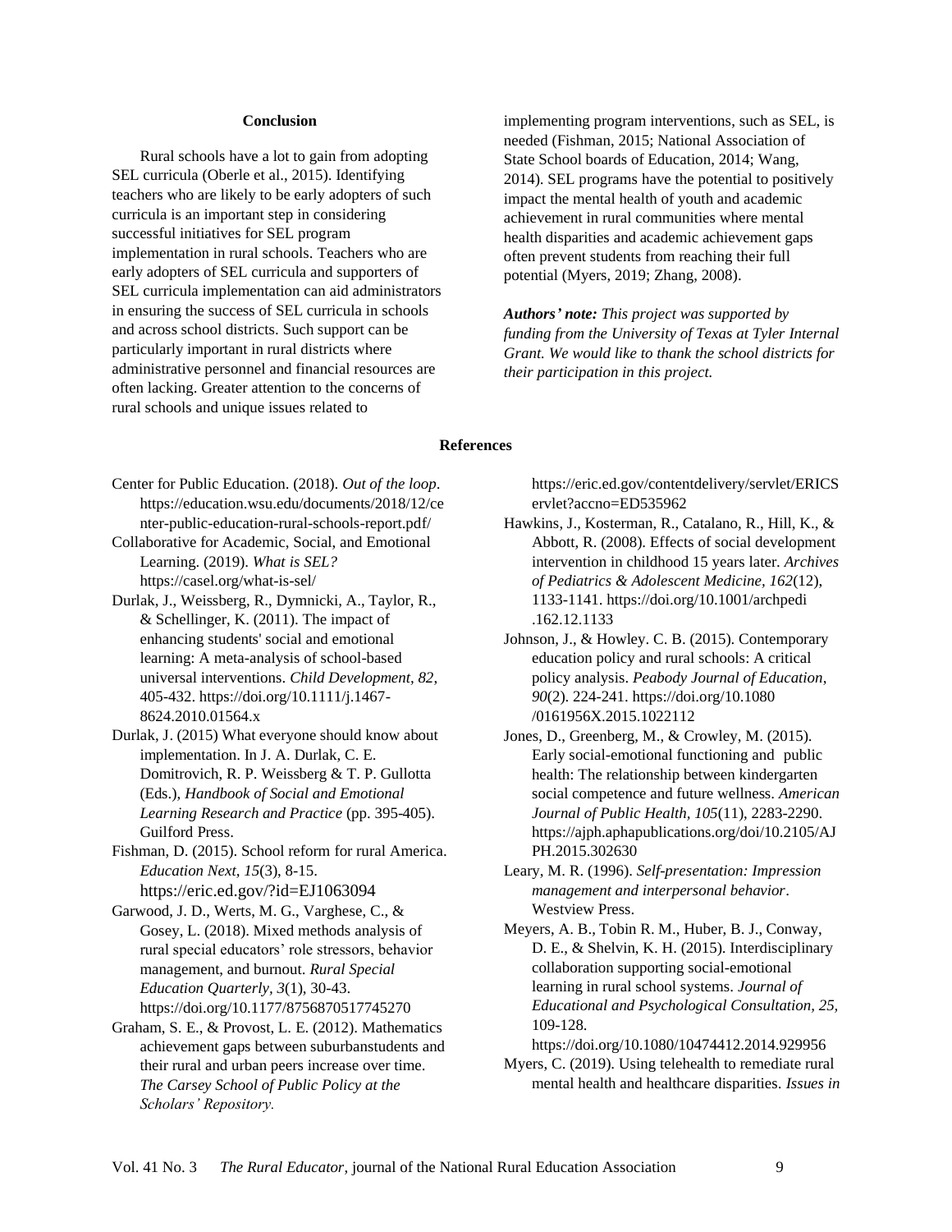## Conclusion

Rural schools have a lot to gain from adopting SEL curricula (Oberle et al., 2015). Identifying teachers who are likely to be early adopters of such curricula is an important step in considering successful initiatives for SEL program implementation in rural schools. Teachers who are early adopters of SEL curricula and supporters of SEL curricula implementation can aid administrators in ensuring the success of SEL curricula in schools and across school districts. Such support can be particularly important in rural districts where administrative personnel and financial resources are often lacking. Greater attention to the concerns of rural schools and unique issues related to implementing program interventions, such as SEL, is needed (Fishman, 2015; National Association of State School boards of Education, 2014; Wang, 2014). SEL programs have the potential to positively impact the mental health of youth and academic achievement in rural communities where mental health disparities and academic achievement gaps often prevent students from reaching their full potential (Myers, 2019; Zhang, 2008).

***Authors' note:*** *This project was supported by funding from the University of Texas at Tyler Internal Grant. We would like to thank the school districts for their participation in this project.*

## References

Center for Public Education. (2018). *Out of the loop*. https://education.wsu.edu/documents/2018/12/center-public-education-rural-schools-report.pdf/

Collaborative for Academic, Social, and Emotional Learning. (2019). *What is SEL?* https://casel.org/what-is-sel/

Durlak, J., Weissberg, R., Dymnicki, A., Taylor, R., & Schellinger, K. (2011). The impact of enhancing students' social and emotional learning: A meta-analysis of school-based universal interventions. *Child Development, 82*, 405-432. https://doi.org/10.1111/j.1467-8624.2010.01564.x

Durlak, J. (2015) What everyone should know about implementation. In J. A. Durlak, C. E. Domitrovich, R. P. Weissberg & T. P. Gullotta (Eds.), *Handbook of Social and Emotional Learning Research and Practice* (pp. 395-405). Guilford Press.

Fishman, D. (2015). School reform for rural America. *Education Next, 15*(3), 8-15. https://eric.ed.gov/?id=EJ1063094

Garwood, J. D., Werts, M. G., Varghese, C., & Gosey, L. (2018). Mixed methods analysis of rural special educators' role stressors, behavior management, and burnout. *Rural Special Education Quarterly, 3*(1), 30-43. https://doi.org/10.1177/8756870517745270

Graham, S. E., & Provost, L. E. (2012). Mathematics achievement gaps between suburbanstudents and their rural and urban peers increase over time. *The Carsey School of Public Policy at the Scholars' Repository.* https://eric.ed.gov/contentdelivery/servlet/ERICServlet?accno=ED535962

Hawkins, J., Kosterman, R., Catalano, R., Hill, K., & Abbott, R. (2008). Effects of social development intervention in childhood 15 years later. *Archives of Pediatrics & Adolescent Medicine, 162*(12), 1133-1141. https://doi.org/10.1001/archpedi.162.12.1133

Johnson, J., & Howley. C. B. (2015). Contemporary education policy and rural schools: A critical policy analysis. *Peabody Journal of Education, 90*(2). 224-241. https://doi.org/10.1080/0161956X.2015.1022112

Jones, D., Greenberg, M., & Crowley, M. (2015). Early social-emotional functioning and public health: The relationship between kindergarten social competence and future wellness. *American Journal of Public Health, 105*(11), 2283-2290. https://ajph.aphapublications.org/doi/10.2105/AJPH.2015.302630

Leary, M. R. (1996). *Self-presentation: Impression management and interpersonal behavior*. Westview Press.

Meyers, A. B., Tobin R. M., Huber, B. J., Conway, D. E., & Shelvin, K. H. (2015). Interdisciplinary collaboration supporting social-emotional learning in rural school systems. *Journal of Educational and Psychological Consultation, 25*, 109-128. https://doi.org/10.1080/10474412.2014.929956

Myers, C. (2019). Using telehealth to remediate rural mental health and healthcare disparities. *Issues in*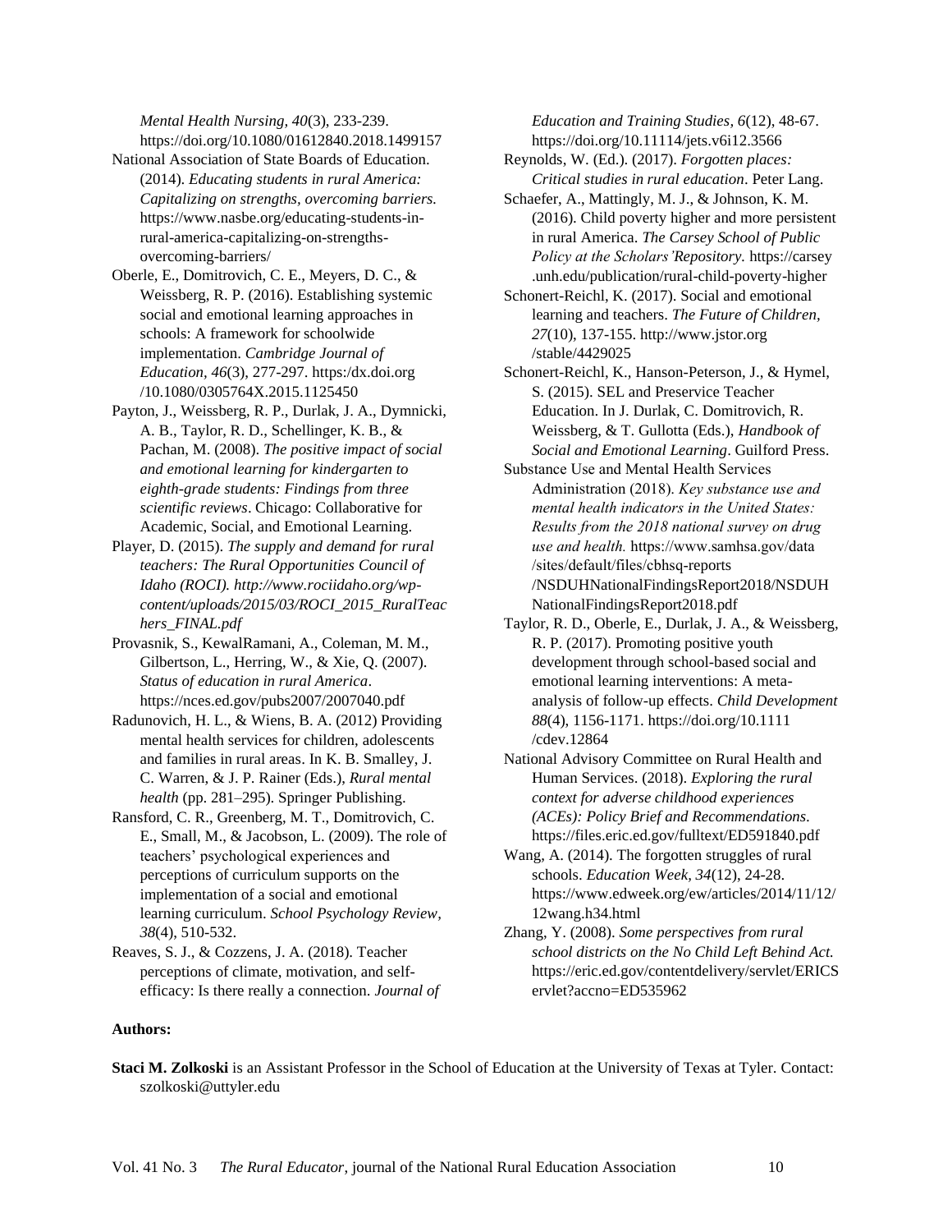*Mental Health Nursing, 40*(3), 233-239. https://doi.org/10.1080/01612840.2018.1499157

National Association of State Boards of Education. (2014). *Educating students in rural America: Capitalizing on strengths, overcoming barriers.* https://www.nasbe.org/educating-students-in-rural-america-capitalizing-on-strengths-overcoming-barriers/

Oberle, E., Domitrovich, C. E., Meyers, D. C., & Weissberg, R. P. (2016). Establishing systemic social and emotional learning approaches in schools: A framework for schoolwide implementation. *Cambridge Journal of Education, 46*(3), 277-297. https:/dx.doi.org/10.1080/0305764X.2015.1125450

Payton, J., Weissberg, R. P., Durlak, J. A., Dymnicki, A. B., Taylor, R. D., Schellinger, K. B., & Pachan, M. (2008). *The positive impact of social and emotional learning for kindergarten to eighth-grade students: Findings from three scientific reviews*. Chicago: Collaborative for Academic, Social, and Emotional Learning.

Player, D. (2015). *The supply and demand for rural teachers: The Rural Opportunities Council of Idaho (ROCI). http://www.rociidaho.org/wp-content/uploads/2015/03/ROCI_2015_RuralTeachers_FINAL.pdf*

Provasnik, S., KewalRamani, A., Coleman, M. M., Gilbertson, L., Herring, W., & Xie, Q. (2007). *Status of education in rural America*. https://nces.ed.gov/pubs2007/2007040.pdf

Radunovich, H. L., & Wiens, B. A. (2012) Providing mental health services for children, adolescents and families in rural areas. In K. B. Smalley, J. C. Warren, & J. P. Rainer (Eds.), *Rural mental health* (pp. 281–295). Springer Publishing.

Ransford, C. R., Greenberg, M. T., Domitrovich, C. E., Small, M., & Jacobson, L. (2009). The role of teachers' psychological experiences and perceptions of curriculum supports on the implementation of a social and emotional learning curriculum. *School Psychology Review, 38*(4), 510-532.

Reaves, S. J., & Cozzens, J. A. (2018). Teacher perceptions of climate, motivation, and self-efficacy: Is there really a connection. *Journal of Education and Training Studies, 6*(12), 48-67. https://doi.org/10.11114/jets.v6i12.3566

Reynolds, W. (Ed.). (2017). *Forgotten places: Critical studies in rural education*. Peter Lang.

Schaefer, A., Mattingly, M. J., & Johnson, K. M. (2016). Child poverty higher and more persistent in rural America. *The Carsey School of Public Policy at the Scholars' Repository*. https://carsey.unh.edu/publication/rural-child-poverty-higher

Schonert-Reichl, K. (2017). Social and emotional learning and teachers. *The Future of Children, 27*(10), 137-155. http://www.jstor.org/stable/4429025

Schonert-Reichl, K., Hanson-Peterson, J., & Hymel, S. (2015). SEL and Preservice Teacher Education. In J. Durlak, C. Domitrovich, R. Weissberg, & T. Gullotta (Eds.), *Handbook of Social and Emotional Learning*. Guilford Press.

Substance Use and Mental Health Services Administration (2018). *Key substance use and mental health indicators in the United States: Results from the 2018 national survey on drug use and health.* https://www.samhsa.gov/data/sites/default/files/cbhsq-reports/NSDUHNationalFindingsReport2018/NSDUHNationalFindingsReport2018.pdf

Taylor, R. D., Oberle, E., Durlak, J. A., & Weissberg, R. P. (2017). Promoting positive youth development through school-based social and emotional learning interventions: A meta-analysis of follow-up effects. *Child Development 88*(4), 1156-1171. https://doi.org/10.1111/cdev.12864

National Advisory Committee on Rural Health and Human Services. (2018). *Exploring the rural context for adverse childhood experiences (ACEs): Policy Brief and Recommendations.* https://files.eric.ed.gov/fulltext/ED591840.pdf

Wang, A. (2014). The forgotten struggles of rural schools. *Education Week, 34*(12), 24-28. https://www.edweek.org/ew/articles/2014/11/12/12wang.h34.html

Zhang, Y. (2008). *Some perspectives from rural school districts on the No Child Left Behind Act.* https://eric.ed.gov/contentdelivery/servlet/ERICServlet?accno=ED535962

**Authors:**

**Staci M. Zolkoski** is an Assistant Professor in the School of Education at the University of Texas at Tyler. Contact: szolkoski@uttyler.edu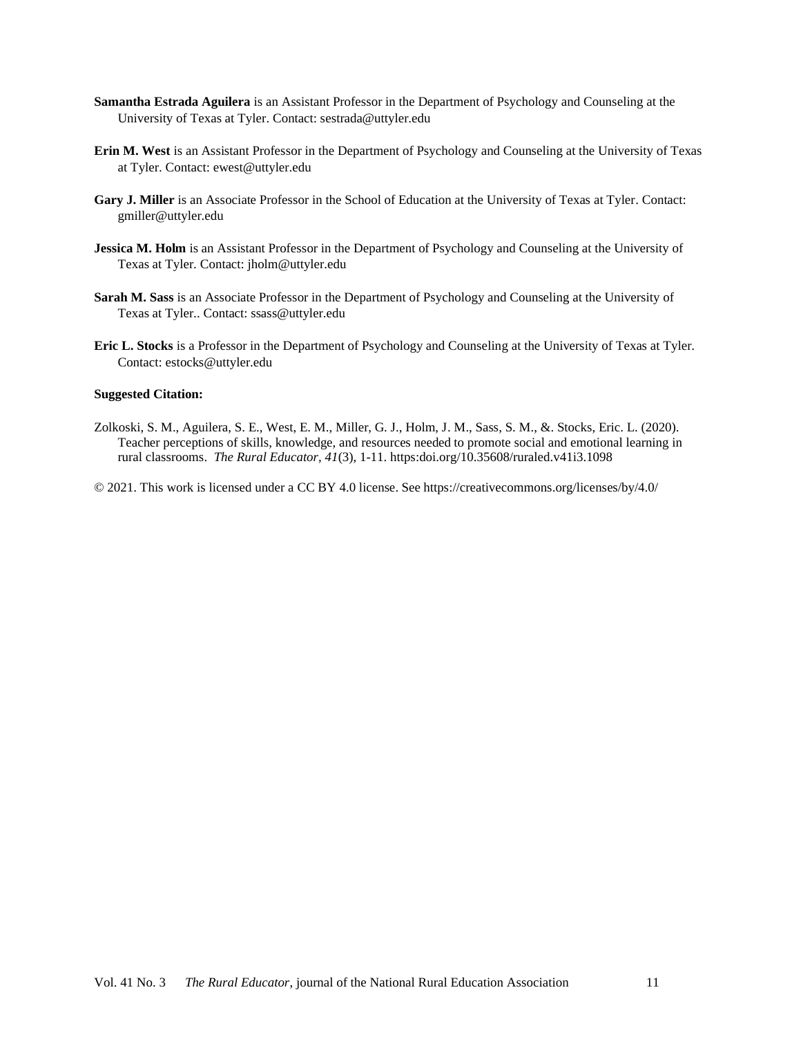**Samantha Estrada Aguilera** is an Assistant Professor in the Department of Psychology and Counseling at the University of Texas at Tyler. Contact: sestrada@uttyler.edu

**Erin M. West** is an Assistant Professor in the Department of Psychology and Counseling at the University of Texas at Tyler. Contact: ewest@uttyler.edu

**Gary J. Miller** is an Associate Professor in the School of Education at the University of Texas at Tyler. Contact: gmiller@uttyler.edu

**Jessica M. Holm** is an Assistant Professor in the Department of Psychology and Counseling at the University of Texas at Tyler. Contact: jholm@uttyler.edu

**Sarah M. Sass** is an Associate Professor in the Department of Psychology and Counseling at the University of Texas at Tyler.. Contact: ssass@uttyler.edu

**Eric L. Stocks** is a Professor in the Department of Psychology and Counseling at the University of Texas at Tyler. Contact: estocks@uttyler.edu

**Suggested Citation:**

Zolkoski, S. M., Aguilera, S. E., West, E. M., Miller, G. J., Holm, J. M., Sass, S. M., &. Stocks, Eric. L. (2020). Teacher perceptions of skills, knowledge, and resources needed to promote social and emotional learning in rural classrooms. *The Rural Educator*, *41*(3), 1-11. https:doi.org/10.35608/ruraled.v41i3.1098

© 2021. This work is licensed under a CC BY 4.0 license. See https://creativecommons.org/licenses/by/4.0/